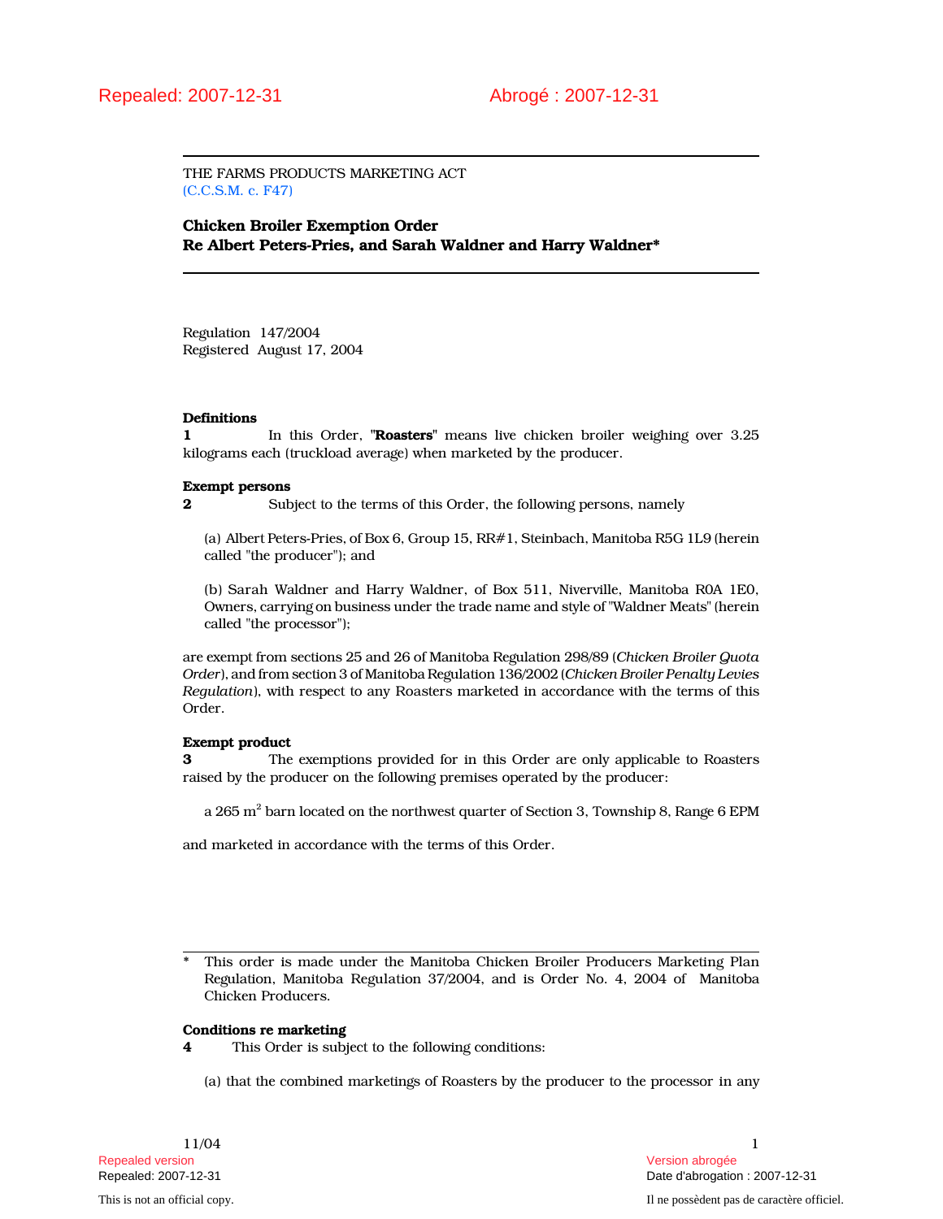Repealed: 2007-12-31 Abrogé : 2007-12-31

THE FARMS PRODUCTS MARKETING ACT
(C.C.S.M. c. F47)

**Chicken Broiler Exemption Order**
**Re Albert Peters-Pries, and Sarah Waldner and Harry Waldner***

Regulation 147/2004
Registered August 17, 2004

**Definitions**
**1** In this Order, "**Roasters**" means live chicken broiler weighing over 3.25 kilograms each (truckload average) when marketed by the producer.

**Exempt persons**
**2** Subject to the terms of this Order, the following persons, namely

(a) Albert Peters-Pries, of Box 6, Group 15, RR#1, Steinbach, Manitoba R5G 1L9 (herein called "the producer"); and

(b) Sarah Waldner and Harry Waldner, of Box 511, Niverville, Manitoba R0A 1E0, Owners, carrying on business under the trade name and style of "Waldner Meats" (herein called "the processor");

are exempt from sections 25 and 26 of Manitoba Regulation 298/89 (*Chicken Broiler Quota Order*), and from section 3 of Manitoba Regulation 136/2002 (*Chicken Broiler Penalty Levies Regulation*), with respect to any Roasters marketed in accordance with the terms of this Order.

**Exempt product**
**3** The exemptions provided for in this Order are only applicable to Roasters raised by the producer on the following premises operated by the producer:

a 265 $m^2$ barn located on the northwest quarter of Section 3, Township 8, Range 6 EPM

and marketed in accordance with the terms of this Order.

\* This order is made under the Manitoba Chicken Broiler Producers Marketing Plan Regulation, Manitoba Regulation 37/2004, and is Order No. 4, 2004 of Manitoba Chicken Producers.

**Conditions re marketing**
**4** This Order is subject to the following conditions:

(a) that the combined marketings of Roasters by the producer to the processor in any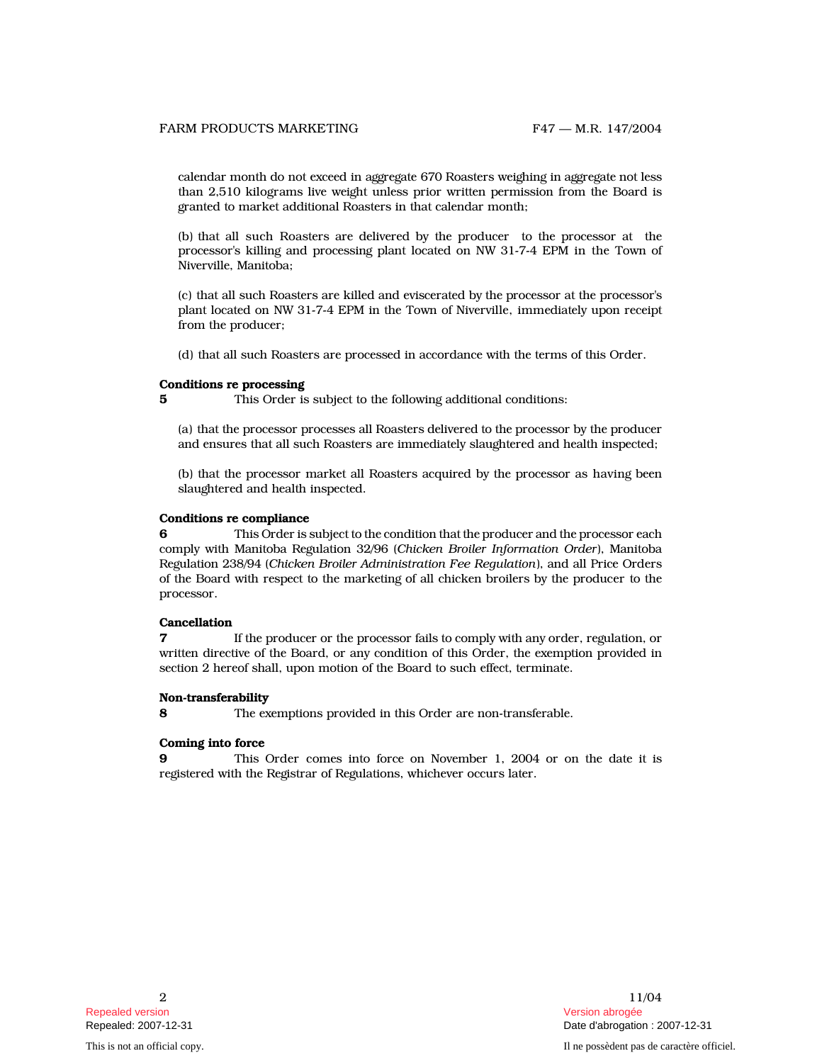calendar month do not exceed in aggregate 670 Roasters weighing in aggregate not less than 2,510 kilograms live weight unless prior written permission from the Board is granted to market additional Roasters in that calendar month;

(b) that all such Roasters are delivered by the producer to the processor at the processor's killing and processing plant located on NW 31-7-4 EPM in the Town of Niverville, Manitoba;

(c) that all such Roasters are killed and eviscerated by the processor at the processor's plant located on NW 31-7-4 EPM in the Town of Niverville, immediately upon receipt from the producer;

(d) that all such Roasters are processed in accordance with the terms of this Order.

**Conditions re processing**

**5** This Order is subject to the following additional conditions:

(a) that the processor processes all Roasters delivered to the processor by the producer and ensures that all such Roasters are immediately slaughtered and health inspected;

(b) that the processor market all Roasters acquired by the processor as having been slaughtered and health inspected.

**Conditions re compliance**

**6** This Order is subject to the condition that the producer and the processor each comply with Manitoba Regulation 32/96 (*Chicken Broiler Information Order*), Manitoba Regulation 238/94 (*Chicken Broiler Administration Fee Regulation*), and all Price Orders of the Board with respect to the marketing of all chicken broilers by the producer to the processor.

**Cancellation**

**7** If the producer or the processor fails to comply with any order, regulation, or written directive of the Board, or any condition of this Order, the exemption provided in section 2 hereof shall, upon motion of the Board to such effect, terminate.

**Non-transferability**

**8** The exemptions provided in this Order are non-transferable.

**Coming into force**

**9** This Order comes into force on November 1, 2004 or on the date it is registered with the Registrar of Regulations, whichever occurs later.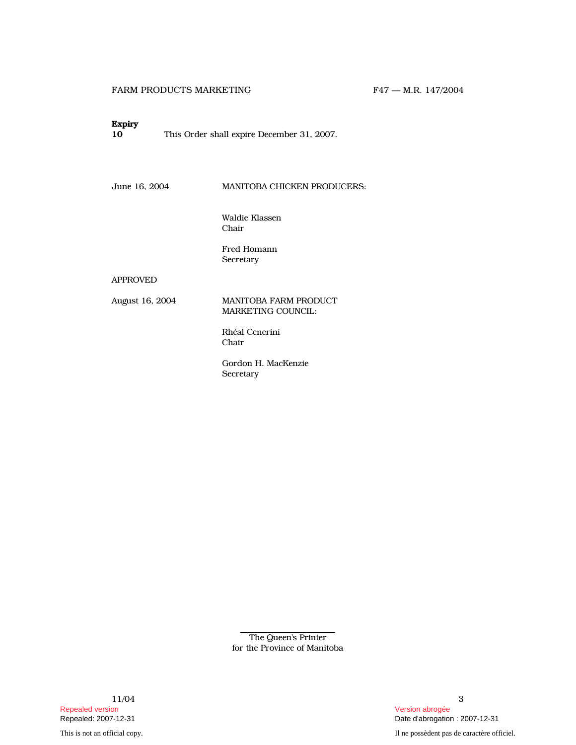**Expiry**

**10** This Order shall expire December 31, 2007.

June 16, 2004 MANITOBA CHICKEN PRODUCERS:

Waldie Klassen
Chair

Fred Homann
Secretary

APPROVED

August 16, 2004 MANITOBA FARM PRODUCT MARKETING COUNCIL:

Rhéal Cenerini
Chair

Gordon H. MacKenzie
Secretary

The Queen's Printer
for the Province of Manitoba